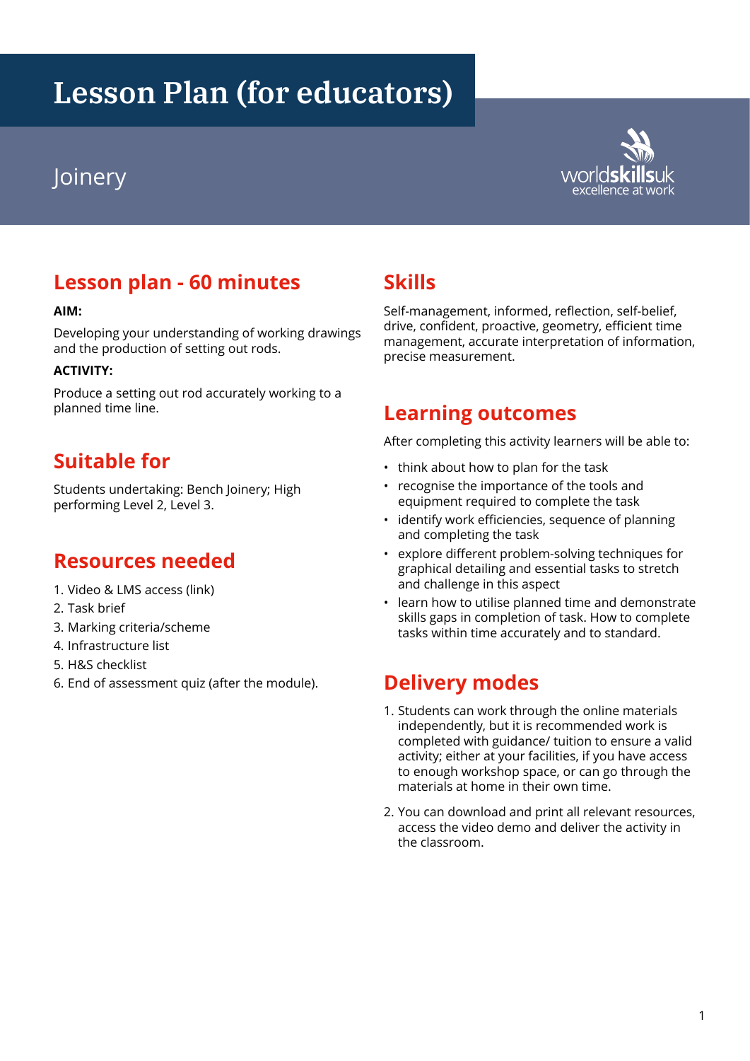# Lesson Plan (for educators)

## Joinery

## Lesson plan - 60 minutes

**AIM:**

Developing your understanding of working drawings and the production of setting out rods.

**ACTIVITY:**

Produce a setting out rod accurately working to a planned time line.

## Suitable for

Students undertaking: Bench Joinery; High performing Level 2, Level 3.

## Resources needed

1. Video & LMS access (link)
2. Task brief
3. Marking criteria/scheme
4. Infrastructure list
5. H&S checklist
6. End of assessment quiz (after the module).

## Skills

Self-management, informed, reflection, self-belief, drive, confident, proactive, geometry, efficient time management, accurate interpretation of information, precise measurement.

## Learning outcomes

After completing this activity learners will be able to:

- think about how to plan for the task
- recognise the importance of the tools and equipment required to complete the task
- identify work efficiencies, sequence of planning and completing the task
- explore different problem-solving techniques for graphical detailing and essential tasks to stretch and challenge in this aspect
- learn how to utilise planned time and demonstrate skills gaps in completion of task. How to complete tasks within time accurately and to standard.

## Delivery modes

1. Students can work through the online materials independently, but it is recommended work is completed with guidance/ tuition to ensure a valid activity; either at your facilities, if you have access to enough workshop space, or can go through the materials at home in their own time.
2. You can download and print all relevant resources, access the video demo and deliver the activity in the classroom.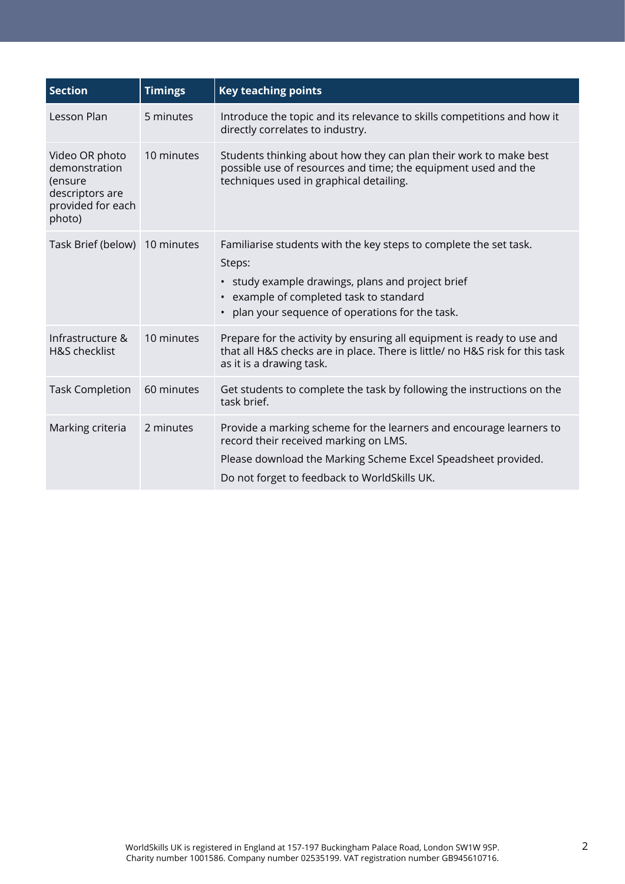| Section | Timings | Key teaching points |
| --- | --- | --- |
| Lesson Plan | 5 minutes | Introduce the topic and its relevance to skills competitions and how it directly correlates to industry. |
| Video OR photo demonstration (ensure descriptors are provided for each photo) | 10 minutes | Students thinking about how they can plan their work to make best possible use of resources and time; the equipment used and the techniques used in graphical detailing. |
| Task Brief (below) | 10 minutes | Familiarise students with the key steps to complete the set task.<br>Steps:<br>• study example drawings, plans and project brief<br>• example of completed task to standard<br>• plan your sequence of operations for the task. |
| Infrastructure & H&S checklist | 10 minutes | Prepare for the activity by ensuring all equipment is ready to use and that all H&S checks are in place. There is little/ no H&S risk for this task as it is a drawing task. |
| Task Completion | 60 minutes | Get students to complete the task by following the instructions on the task brief. |
| Marking criteria | 2 minutes | Provide a marking scheme for the learners and encourage learners to record their received marking on LMS.<br>Please download the Marking Scheme Excel Speadsheet provided.<br>Do not forget to feedback to WorldSkills UK. |

WorldSkills UK is registered in England at 157-197 Buckingham Palace Road, London SW1W 9SP.
Charity number 1001586. Company number 02535199. VAT registration number GB945610716.